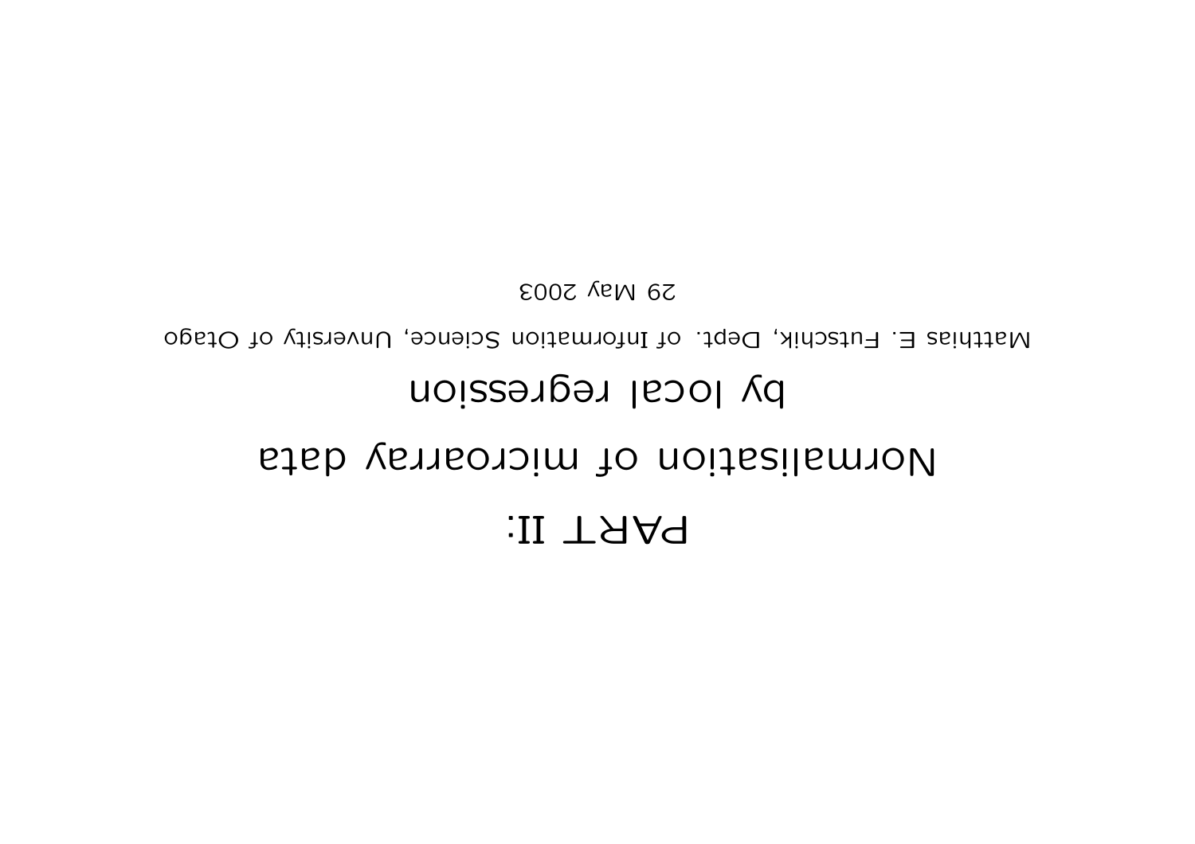# PART II:

# Normalisation of microarray data by local regression

Matthias E. Futschik, Dept. of Information Science, Unversity of Otago

29 May 2003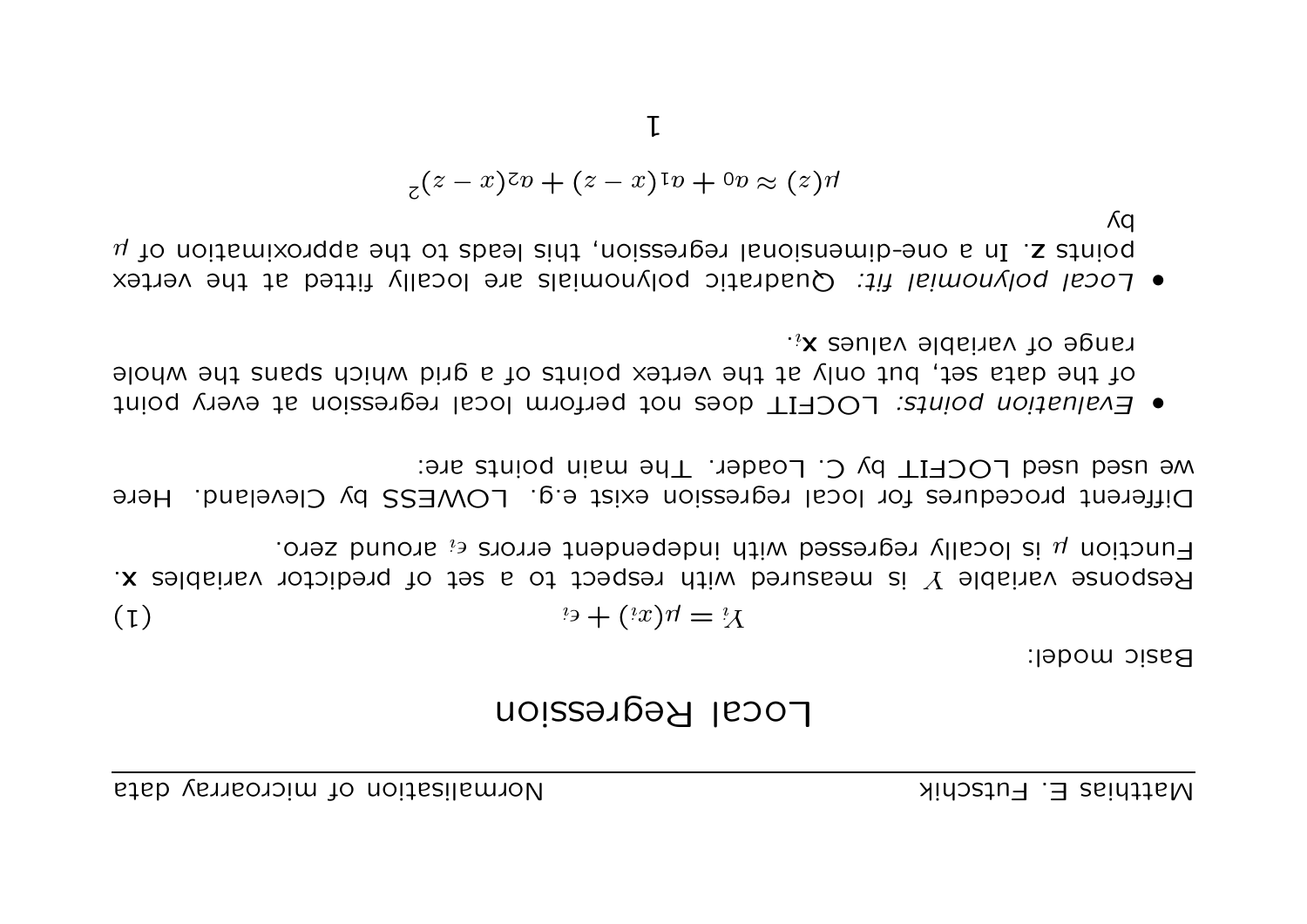# Local Regression

Basic model:

$$Y_i = \mu(x_i) + \epsilon_i \tag{1}$$

Response variable $Y$ is measured with respect to a set of predictor variables **x**. Function $\mu$ is locally regressed with independent errors $\epsilon_i$ around zero.

Different procedures for local regression exist e.g. LOWESS by Cleveland. Here we used used LOCFIT by C. Loader. The main points are:

- *Evaluation points:* LOCFIT does not perform local regression at every point of the data set, but only at the vertex points of a grid which spans the whole range of variable values $\mathbf{x}_i$.
- *Local polynomial fit:* Quadratic polynomials are locally fitted at the vertex points **z**. In a one-dimensional regression, this leads to the approximation of $\mu$ by

$$\mu(z) \approx a_0 + a_1(x - z) + a_2(x - z)^2$$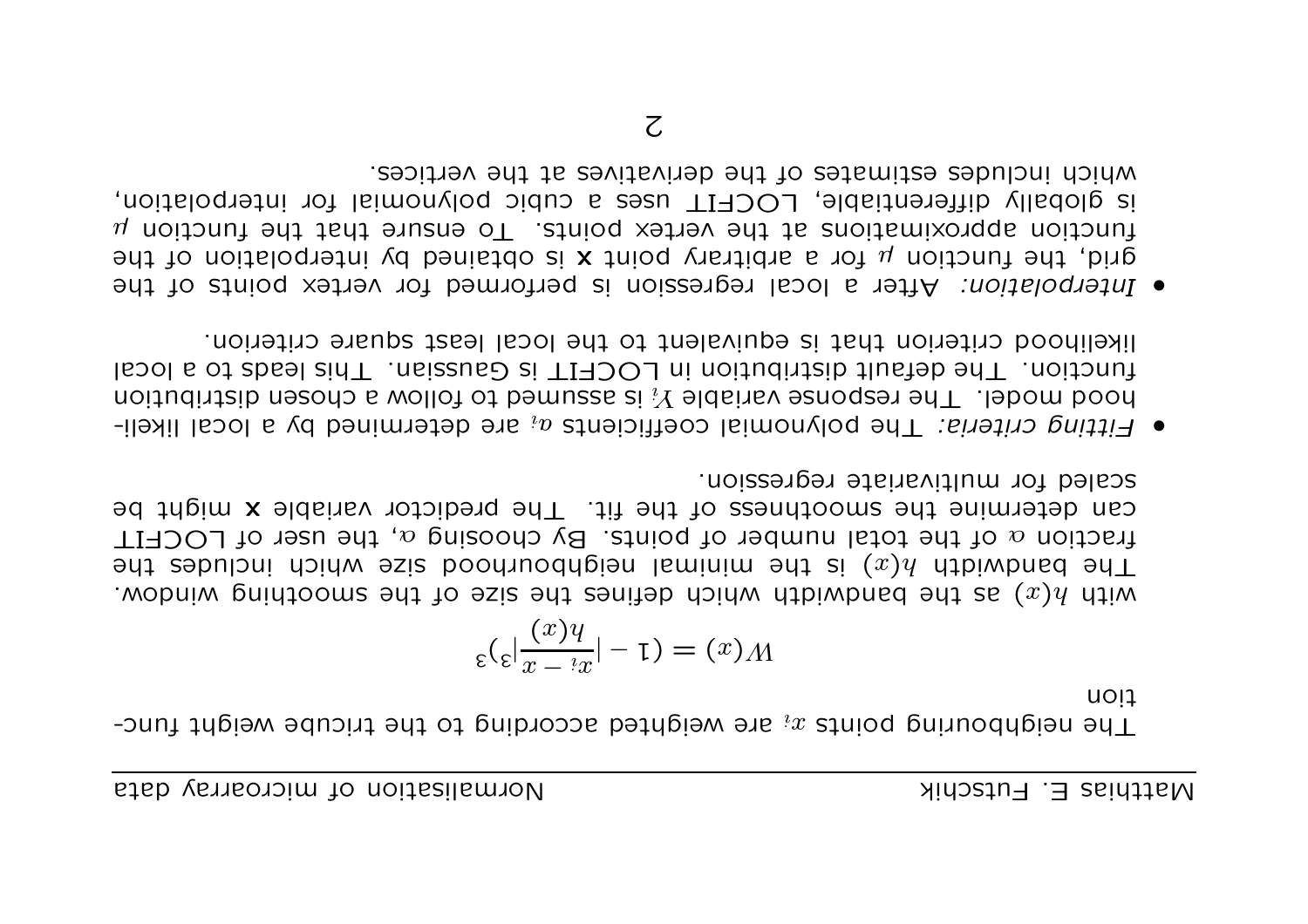The neighbouring points $x_i$ are weighted according to the tricube weight function

$$W(x) = (1 - |\frac{x_i - x}{h(x)}|^3)^3$$

with $h(x)$ as the bandwidth which defines the size of the smoothing window. The bandwidth $h(x)$ is the minimal neighbourhood size which includes the fraction $\alpha$ of the total number of points. By choosing $\alpha$, the user of LOCFIT can determine the smoothness of the fit. The predictor variable **x** might be scaled for multivariate regression.

- *Fitting criteria:* The polynomial coefficients $a_i$ are determined by a local likelihood model. The response variable $Y_i$ is assumed to follow a chosen distribution function. The default distribution in LOCFIT is Gaussian. This leads to a local likelihood criterion that is equivalent to the local least square criterion.

- *Interpolation:* After a local regression is performed for vertex points of the grid, the function $\mu$ for a arbitrary point **x** is obtained by interpolation of the function approximations at the vertex points. To ensure that the function $\mu$ is globally differentiable, LOCFIT uses a cubic polynomial for interpolation, which includes estimates of the derivatives at the vertices.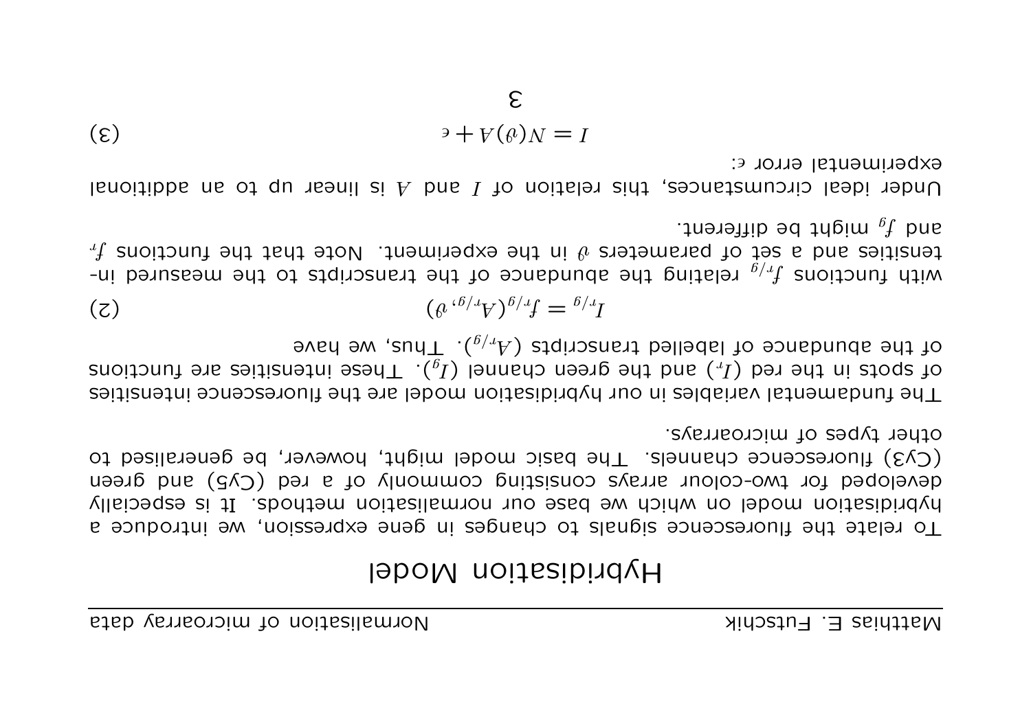# Hybridisation Model

To relate the fluorescence signals to changes in gene expression, we introduce a hybridisation model on which we base our normalisation methods. It is especially developed for two-colour arrays consisting commonly of a red (Cy5) and green (Cy3) fluorescence channels. The basic model might, however, be generalised to other types of microarrays.

The fundamental variables in our hybridisation model are the fluorescence intensities of spots in the red ($I_r$) and the green channel ($I_g$). These intensities are functions of the abundance of labelled transcripts ($A_{r/g}$). Thus, we have

$$I_{r/g} = f_{r/g}(A_{r/g}, \vartheta) \tag{2}$$

with functions $f_{r/g}$ relating the abundance of the transcripts to the measured intensities and a set of parameters $\vartheta$ in the experiment. Note that the functions $f_r$ and $f_g$ might be different.

Under ideal circumstances, this relation of $I$ and $A$ is linear up to an additional experimental error $\epsilon$:

$$I = N(\vartheta)A + \epsilon \tag{3}$$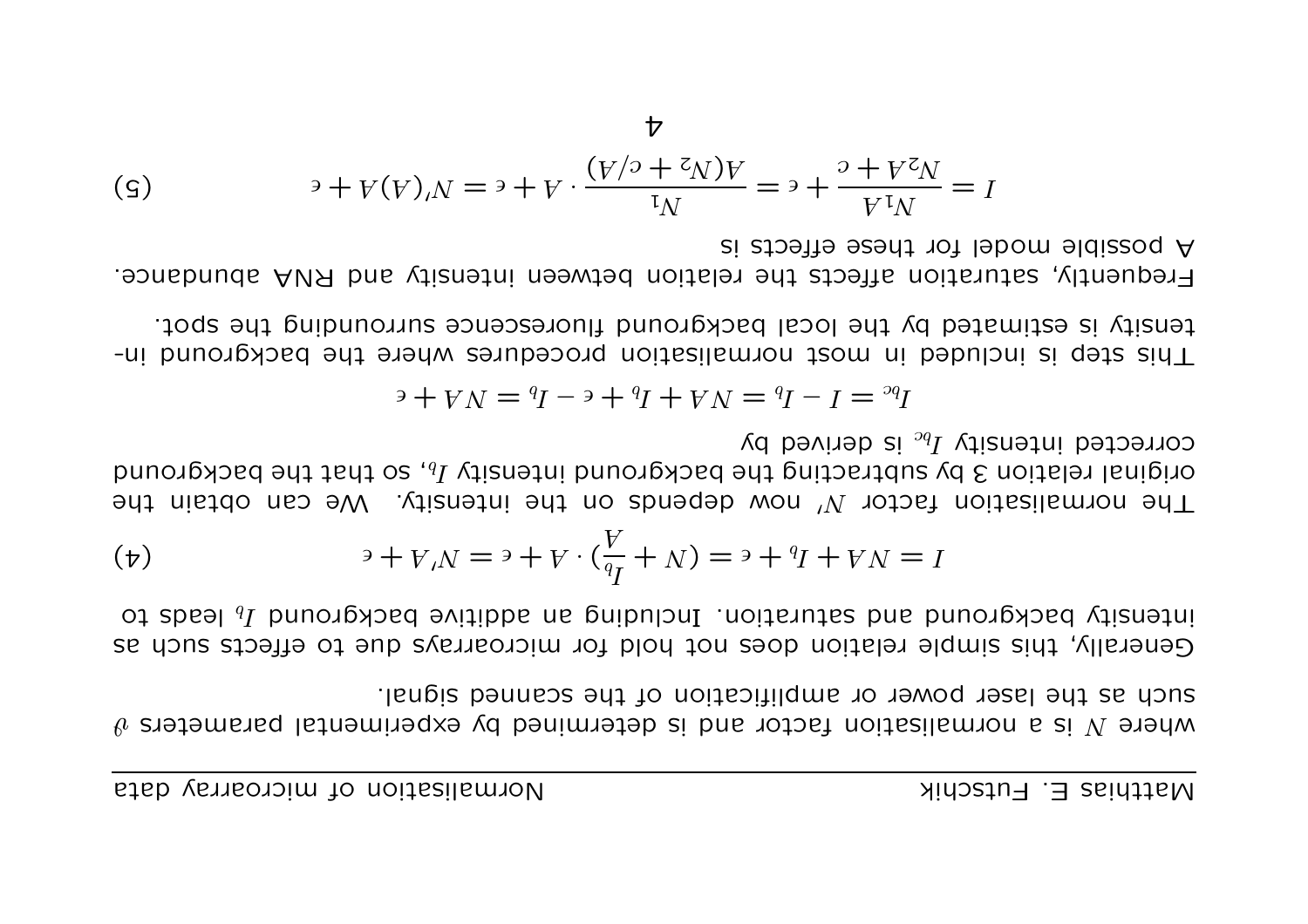where $N$ is a normalisation factor and is determined by experimental parameters $\theta$ such as the laser power or amplification of the scanned signal.

Generally, this simple relation does not hold for microarrays due to effects such as intensity background and saturation. Including an additive background $I_b$ leads to

$$I = NA + I_b + \epsilon = (N + \frac{I_b}{A}) \cdot A + \epsilon = N'A + \epsilon \tag{4}$$

The normalisation factor $N'$ now depends on the intensity. We can obtain the original relation 3 by subtracting the background intensity $I_b$, so that the background corrected intensity $I_{bc}$ is derived by

$$I_{bc} = I - I_b = NA + I_b + \epsilon - I_b = NA + \epsilon$$

This step is included in most normalisation procedures where the background intensity is estimated by the local background fluorescence surrounding the spot.

Frequently, saturation affects the relation between intensity and RNA abundance. A possible model for these effects is

$$I = \frac{N_1 A}{N_2 A + c} + \epsilon = \frac{N_1}{A(N_2 + c/A)} \cdot A + \epsilon = N'(A)A + \epsilon \tag{5}$$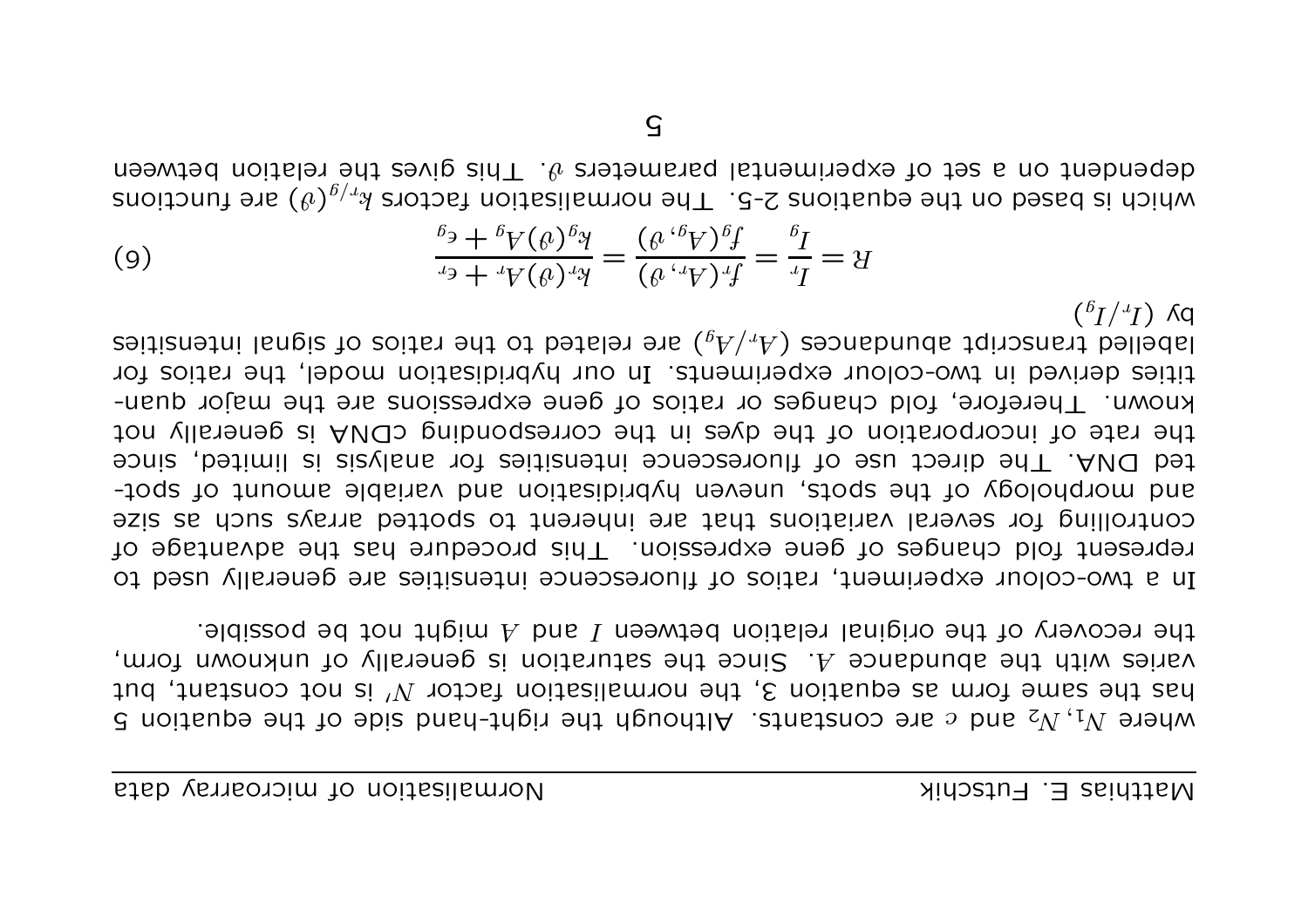where $N_1, N_2$ and $c$ are constants. Although the right-hand side of the equation 5 has the same form as equation 3, the normalisation factor $N'$ is not constant, but varies with the abundance $A$. Since the saturation is generally of unknown form, the recovery of the original relation between $I$ and $A$ might not be possible.

In a two-colour experiment, ratios of fluorescence intensities are generally used to represent fold changes of gene expression. This procedure has the advantage of controlling for several variations that are inherent to spotted arrays such as size and morphology of the spots, uneven hybridisation and variable amount of spotted DNA. The direct use of fluorescence intensities for analysis is limited, since the rate of incorporation of the dyes in the corresponding cDNA is generally not known. Therefore, fold changes or ratios of gene expressions are the major quantities derived in two-colour experiments. In our hybridisation model, the ratios for labelled transcript abundances ($A_r/A_g$) are related to the ratios of signal intensities by ($I_r/I_g$)

$$R = \frac{I_r}{I_g} = \frac{f_r(A_r, \vartheta)}{f_g(A_g, \vartheta)} = \frac{k_r(\vartheta)A_r + c_r}{k_g(\vartheta)A_g + c_g} \tag{6}$$

which is based on the equations 2-5. The normalisation factors $k_{r/g}(\vartheta)$ are functions dependent on a set of experimental parameters $\vartheta$. This gives the relation between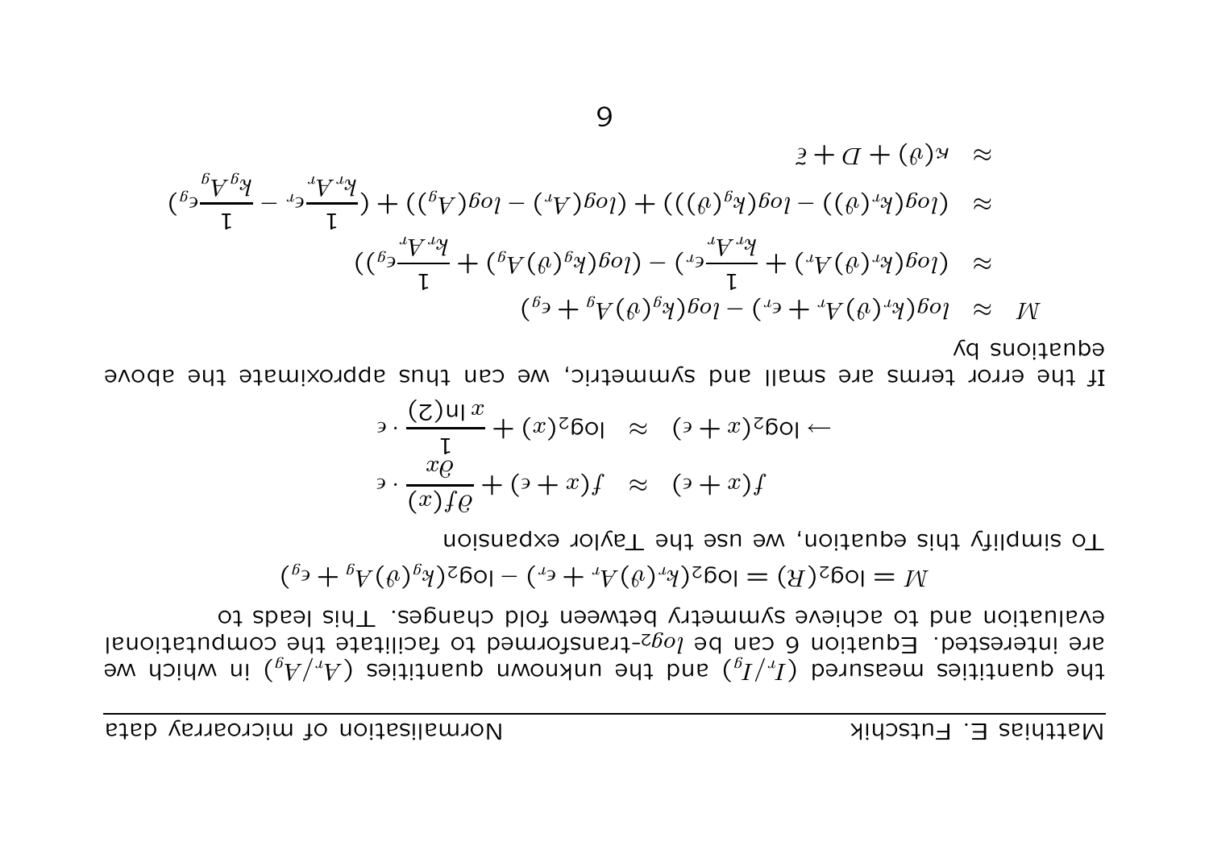the quantities measured $(I_r/I_g)$ and the unknown quantities $(A_r/A_g)$ in which we are interested. Equation 6 can be $log_2$-transformed to facilitate the computational evaluation and to achieve symmetry between fold changes. This leads to

$$M = \log_2(R) = \log_2(k_r(\vartheta)A_r + \epsilon_r) - \log_2(k_g(\vartheta)A_g + \epsilon_g)$$

To simplify this equation, we use the Taylor expansion

$$f(x+\epsilon) \approx f(x+\epsilon) + \frac{\partial f(x)}{\partial x} \cdot \epsilon$$

$$\rightarrow \log_2(x+\epsilon) \approx \log_2(x) + \frac{1}{x \ln(2)} \cdot \epsilon$$

If the error terms are small and symmetric, we can thus approximate the above equations by

$$\begin{aligned}
M &\approx log(k_r(\vartheta)A_r + \epsilon_r) - log(k_g(\vartheta)A_g + \epsilon_g) \\
&\approx (log(k_r(\vartheta)A_r) + \frac{1}{k_rA_r}\epsilon_r) - (log(k_g(\vartheta)A_g) + \frac{1}{k_rA_r}\epsilon_g)) \\
&\approx (log(k_r(\vartheta)) - log(k_g(\vartheta))) + (log(A_r) - log(A_g)) + (\frac{1}{k_rA_r}\epsilon_r - \frac{1}{k_gA_g}\epsilon_g) \\
&\approx \kappa(\vartheta) + D + \tilde{\epsilon}
\end{aligned}$$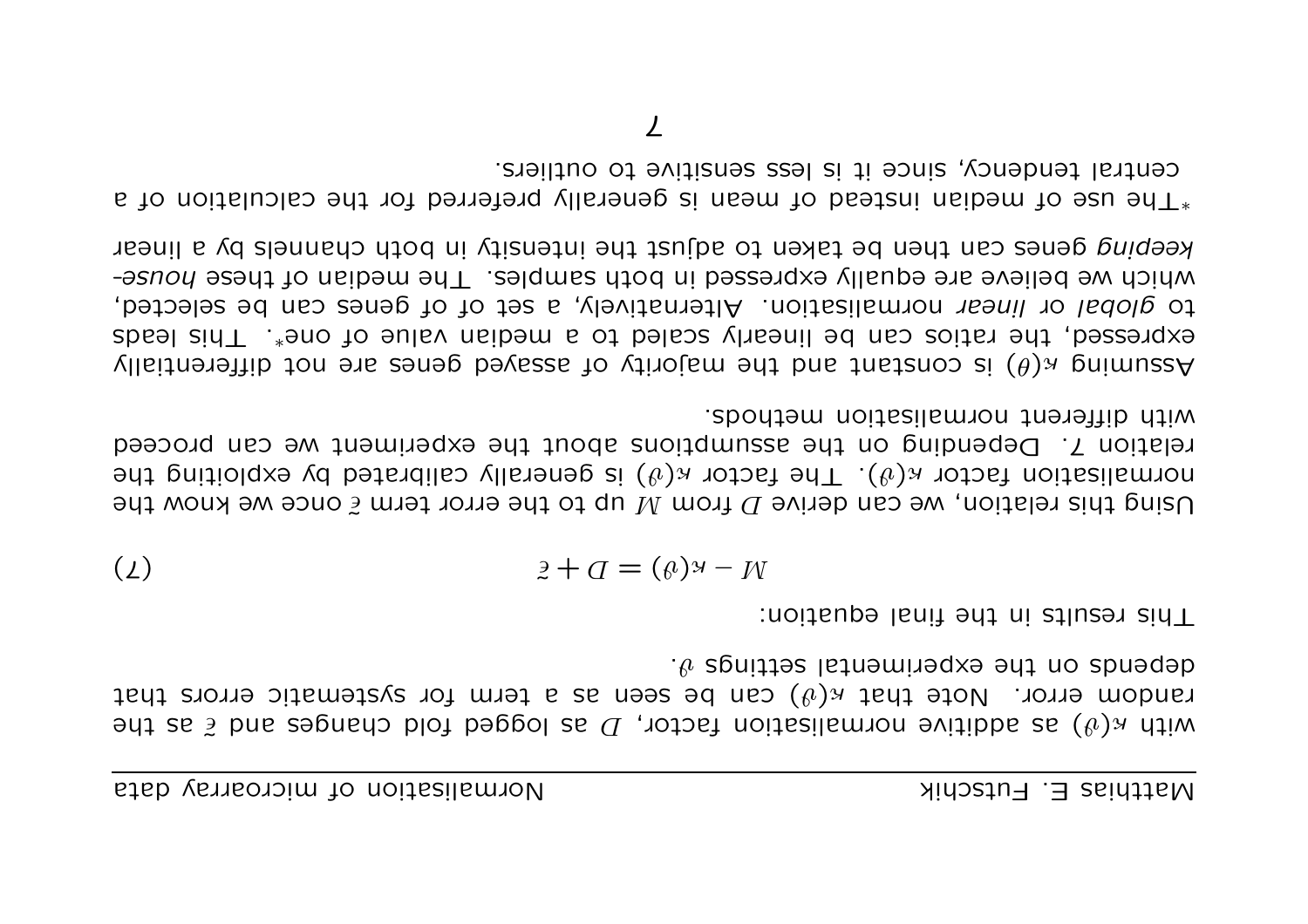with $\kappa(\vartheta)$ as additive normalisation factor, $D$ as logged fold changes and $\tilde{\epsilon}$ as the random error. Note that $\kappa(\vartheta)$ can be seen as a term for systematic errors that depends on the experimental settings $\vartheta$.

This results in the final equation:

$$M - \kappa(\vartheta) = D + \tilde{\epsilon} \tag{7}$$

Using this relation, we can derive $D$ from $M$ up to the error term $\tilde{\epsilon}$ once we know the normalisation factor $\kappa(\vartheta)$. The factor $\kappa(\vartheta)$ is generally calibrated by exploiting the relation 7. Depending on the assumptions about the experiment we can proceed with different normalisation methods.

Assuming $\kappa(\theta)$ is constant and the majority of assayed genes are not differentially expressed, the ratios can be linearly scaled to a median value of one*. This leads to *global* or *linear* normalisation. Alternatively, a set of of genes can be selected, which we believe are equally expressed in both samples. The median of these *house-keeping* genes can then be taken to adjust the intensity in both channels by a linear

*The use of median instead of mean is generally preferred for the calculation of a central tendency, since it is less sensitive to outliers.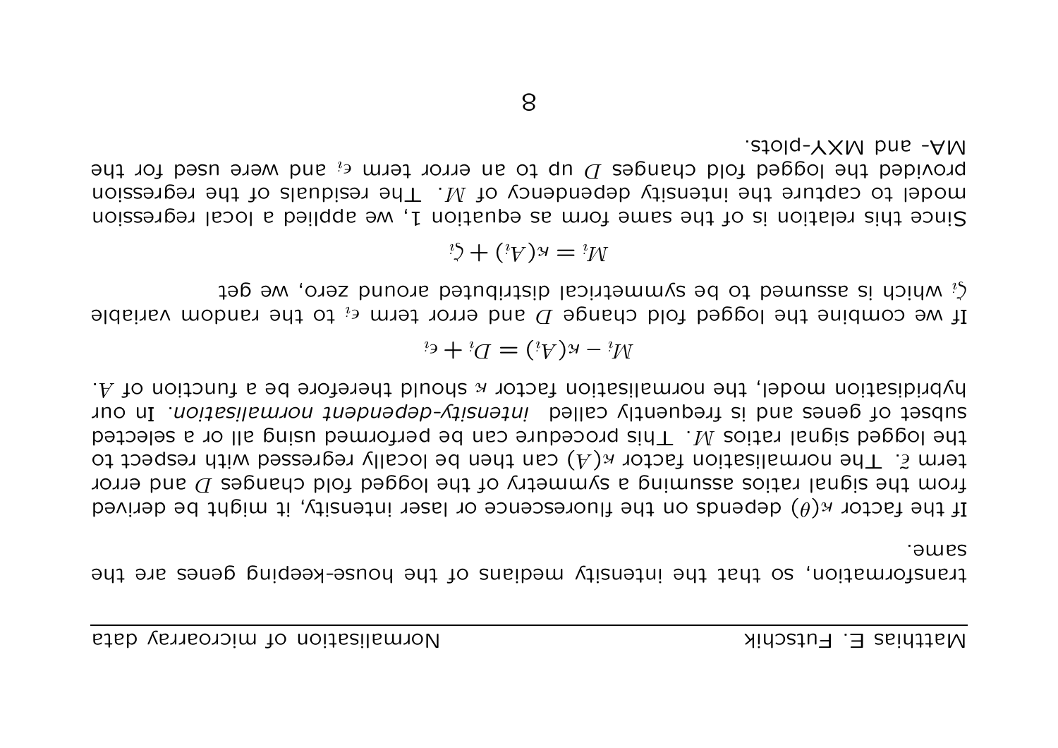transformation, so that the intensity medians of the house-keeping genes are the same.

If the factor $\kappa(\theta)$ depends on the fluorescence or laser intensity, it might be derived from the signal ratios assuming a symmetry of the logged fold changes $D$ and error term $\hat{\epsilon}$. The normalisation factor $\kappa(A)$ can then be locally regressed with respect to the logged signal ratios $M$. This procedure can be performed using all or a selected subset of genes and is frequently called *intensity-dependent normalisation*. In our hybridisation model, the normalisation factor $\kappa$ should therefore be a function of $A$.

$$M_i - \kappa(A_i) = D_i + \epsilon_i$$

If we combine the logged fold change $D$ and error term $\epsilon_i$ to the random variable $\zeta_i$ which is assumed to be symmetrical distributed around zero, we get

$$M_i = \kappa(A_i) + \zeta_i$$

Since this relation is of the same form as equation 1, we applied a local regression model to capture the intensity dependency of $M$. The residuals of the regression provided the logged fold changes $D$ up to an error term $\epsilon_i$ and were used for the MA- and MXY-plots.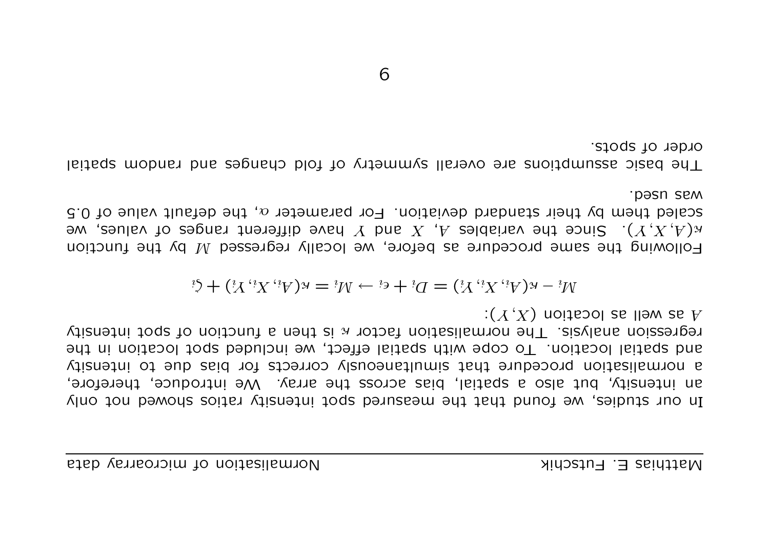In our studies, we found that the measured spot intensity ratios showed not only an intensity, but also a spatial, bias across the array. We introduce, therefore, a normalisation procedure that simultaneously corrects for bias due to intensity and spatial location. To cope with spatial effect, we included spot location in the regression analysis. The normalisation factor $\kappa$ is then a function of spot intensity $A$ as well as location $(X, Y)$:

$$M_i - \kappa(A_i, X_i, Y_i) = D_i + \epsilon_i \rightarrow M_i = \kappa(A_i, X_i, Y_i) + \zeta_i$$

Following the same procedure as before, we locally regressed $M$ by the function $\kappa(A, X, Y)$. Since the variables $A$, $X$ and $Y$ have different ranges of values, we scaled them by their standard deviation. For parameter $\alpha$, the default value of 0.5 was used.

The basic assumptions are overall symmetry of fold changes and random spatial order of spots.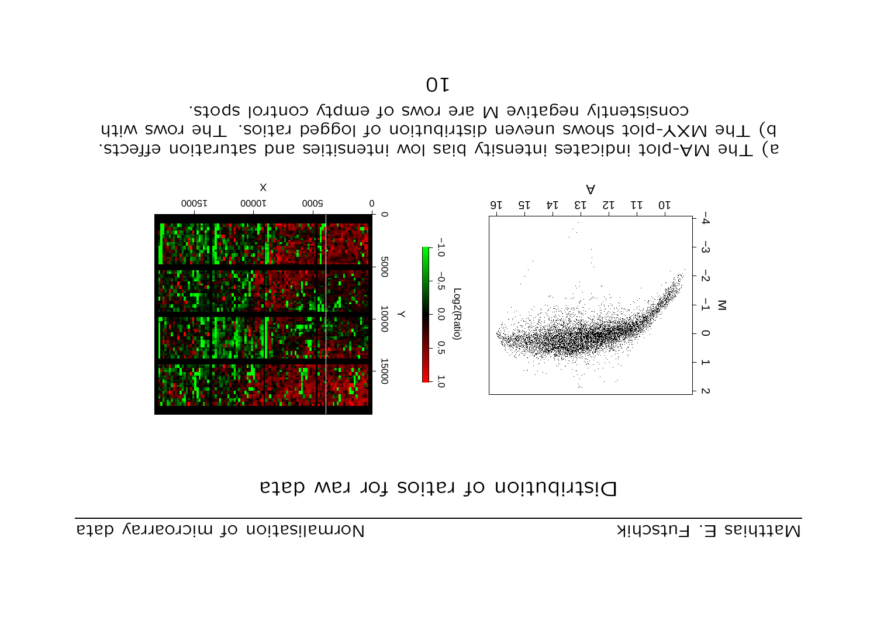# Distribution of ratios for raw data

a) The MA-plot indicates intensity bias low intensities and saturation effects.
b) The MXY-plot shows uneven distribution of logged ratios. The rows with consistently negative M are rows of empty control spots.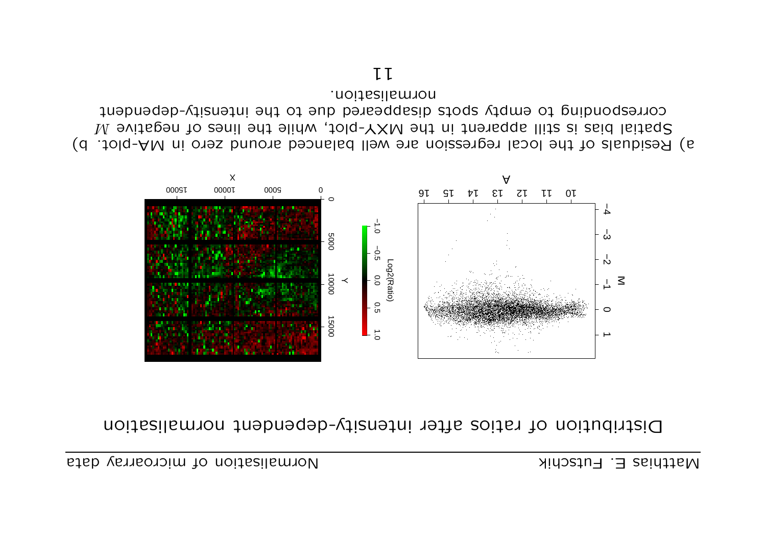# Distribution of ratios after intensity-dependent normalisation

a) Residuals of the local regression are well balanced around zero in MA-plot. b) Spatial bias is still apparent in the MXY-plot, while the lines of negative $M$ corresponding to empty spots disappeared due to the intensity-dependent normalisation.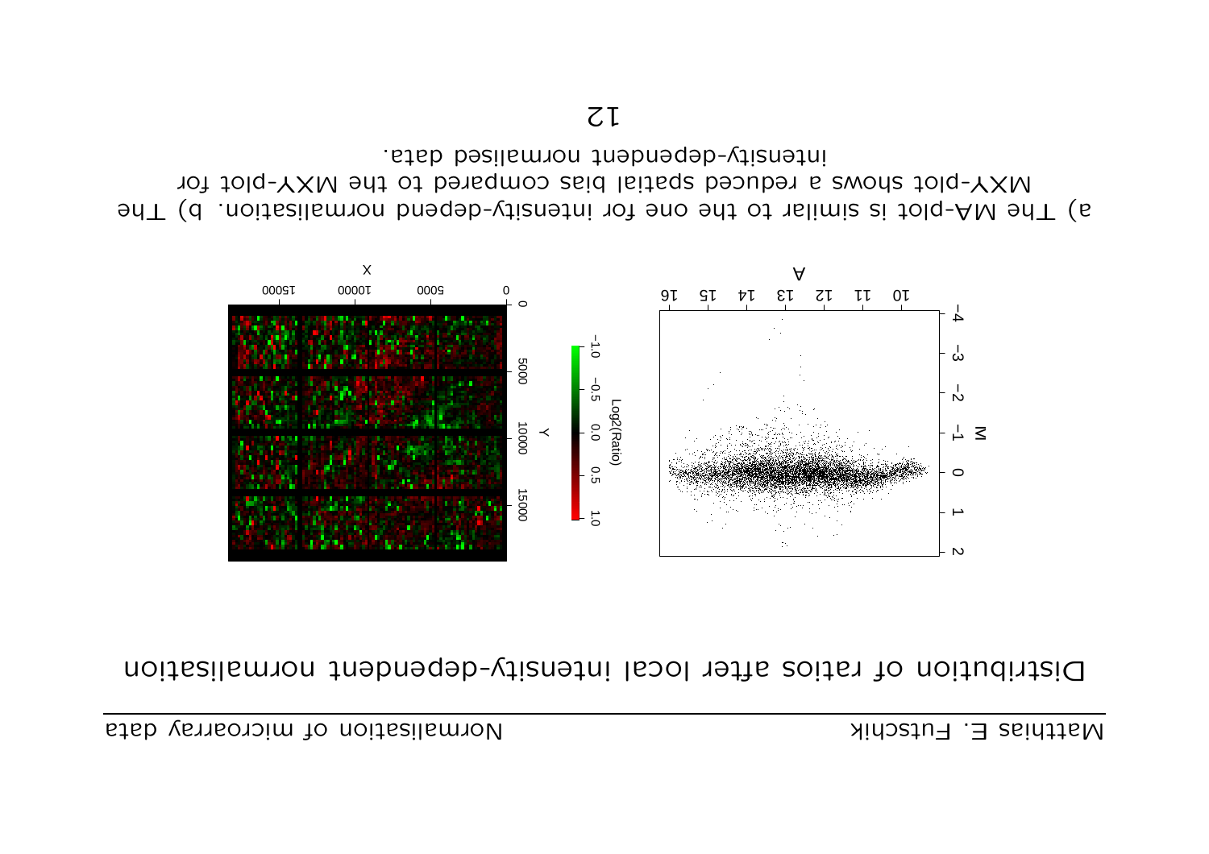# Distribution of ratios after local intensity-dependent normalisation

a) The MA-plot is similar to the one for intensity-depend normalisation. b) The MXY-plot shows a reduced spatial bias compared to the MXY-plot for intensity-dependent normalised data.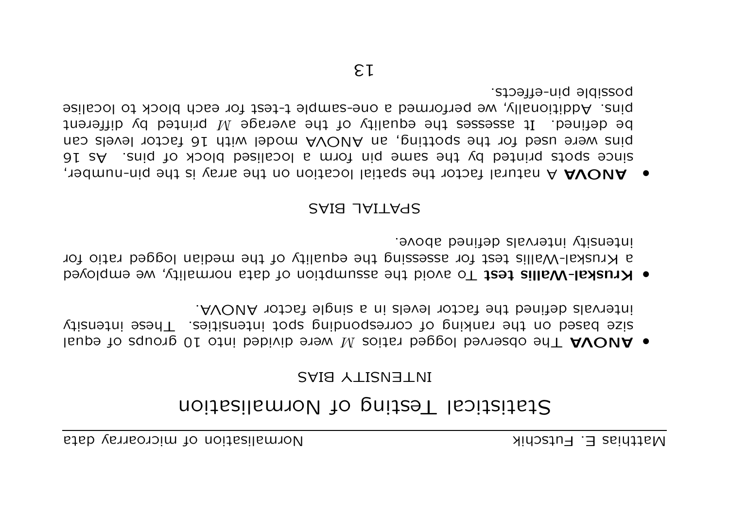# Statistical Testing of Normalisation

## INTENSITY BIAS

- **ANOVA** The observed logged ratios $M$ were divided into 10 groups of equal size based on the ranking of corresponding spot intensities. These intensity intervals defined the factor levels in a single factor ANOVA.
- **Kruskal-Wallis test** To avoid the assumption of data normality, we employed a Kruskal-Wallis test for assessing the equality of the median logged ratio for intensity intervals defined above.

## SPATIAL BIAS

- **ANOVA** A natural factor the spatial location on the array is the pin-number, since spots printed by the same pin form a localised block of pins. As 16 pins were used for the spotting, an ANOVA model with 16 factor levels can be defined. It assesses the equality of the average $M$ printed by different pins. Additionally, we performed a one-sample t-test for each block to localise possible pin-effects.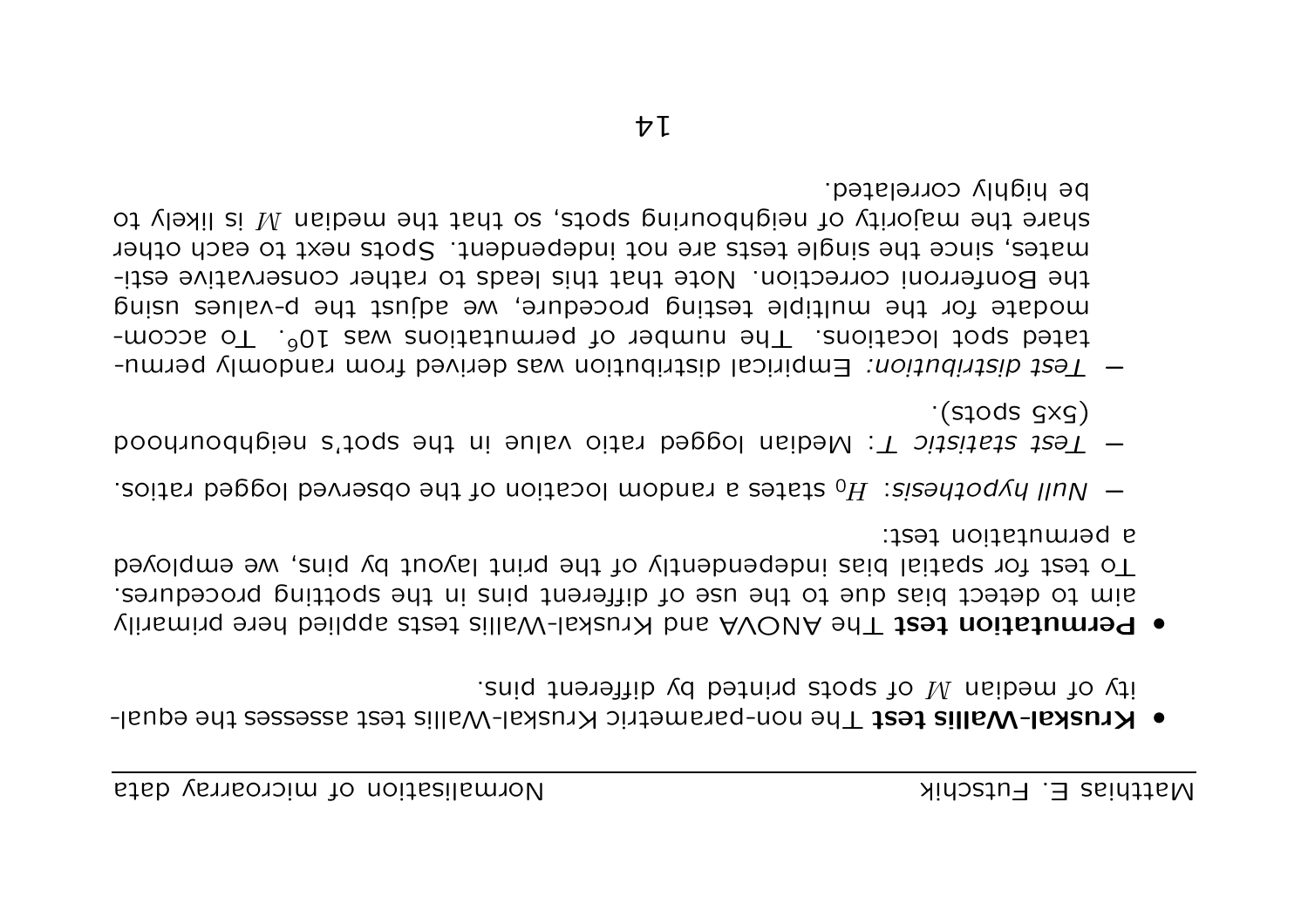- **Kruskal-Wallis test** The non-parametric Kruskal-Wallis test assesses the equality of median $M$ of spots printed by different pins.

- **Permutation test** The ANOVA and Kruskal-Wallis tests applied here primarily aim to detect bias due to the use of different pins in the spotting procedures. To test for spatial bias independently of the print layout by pins, we employed a permutation test:

  - *Null hypothesis:* $H_0$ states a random location of the observed logged ratios.
  - *Test statistic $T$:* Median logged ratio value in the spot's neighbourhood (5x5 spots).
  - *Test distribution:* Empirical distribution was derived from randomly permutated spot locations. The number of permutations was $10^6$. To accommodate for the multiple testing procedure, we adjust the p-values using the Bonferroni correction. Note that this leads to rather conservative estimates, since the single tests are not independent. Spots next to each other share the majority of neighbouring spots, so that the median $M$ is likely to be highly correlated.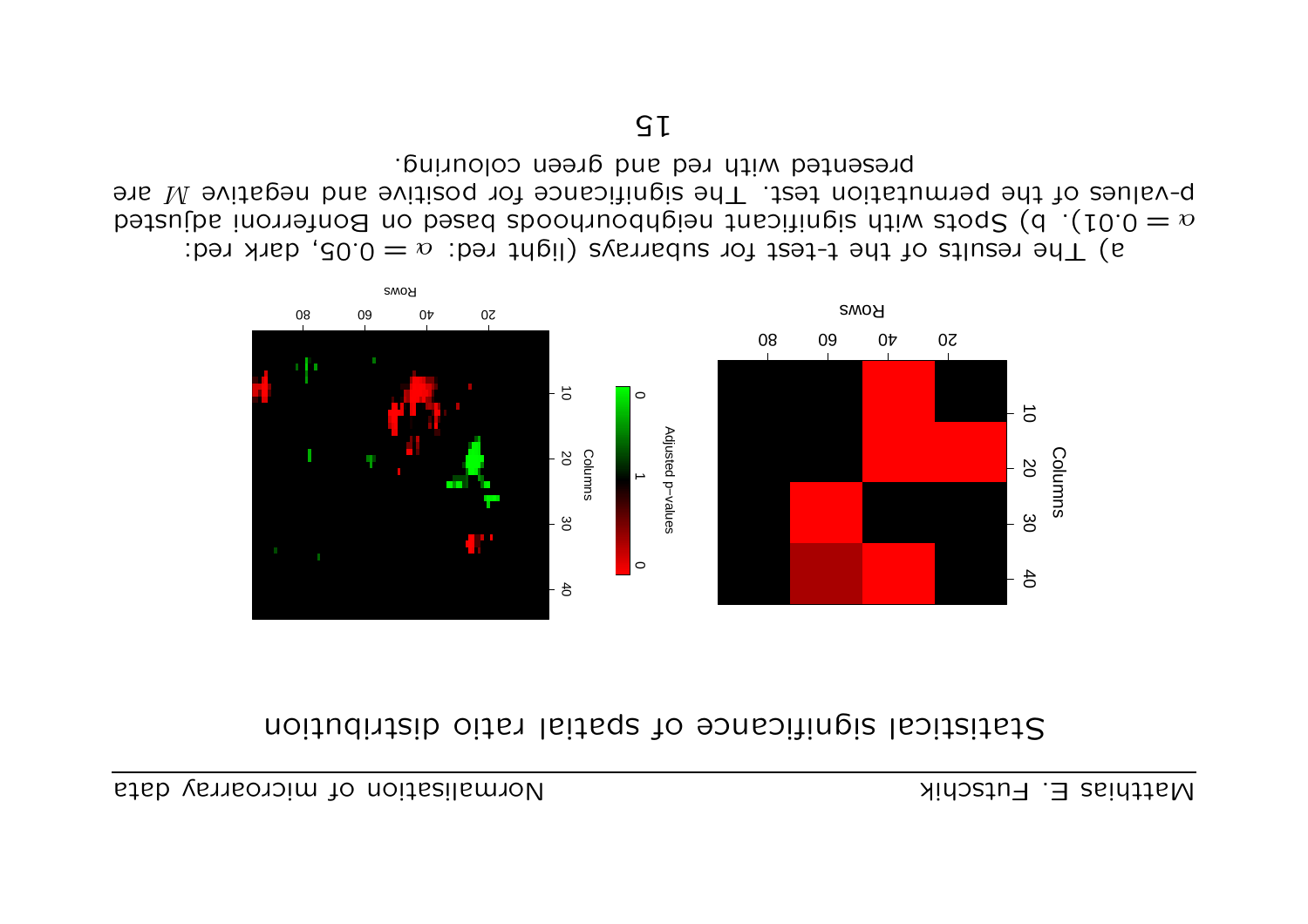# Statistical significance of spatial ratio distribution

a) The results of the t-test for subarrays (light red: $\alpha = 0.05$, dark red: $\alpha = 0.01$). b) Spots with significant neighbourhoods based on Bonferroni adjusted p-values of the permutation test. The significance for positive and negative $M$ are presented with red and green colouring.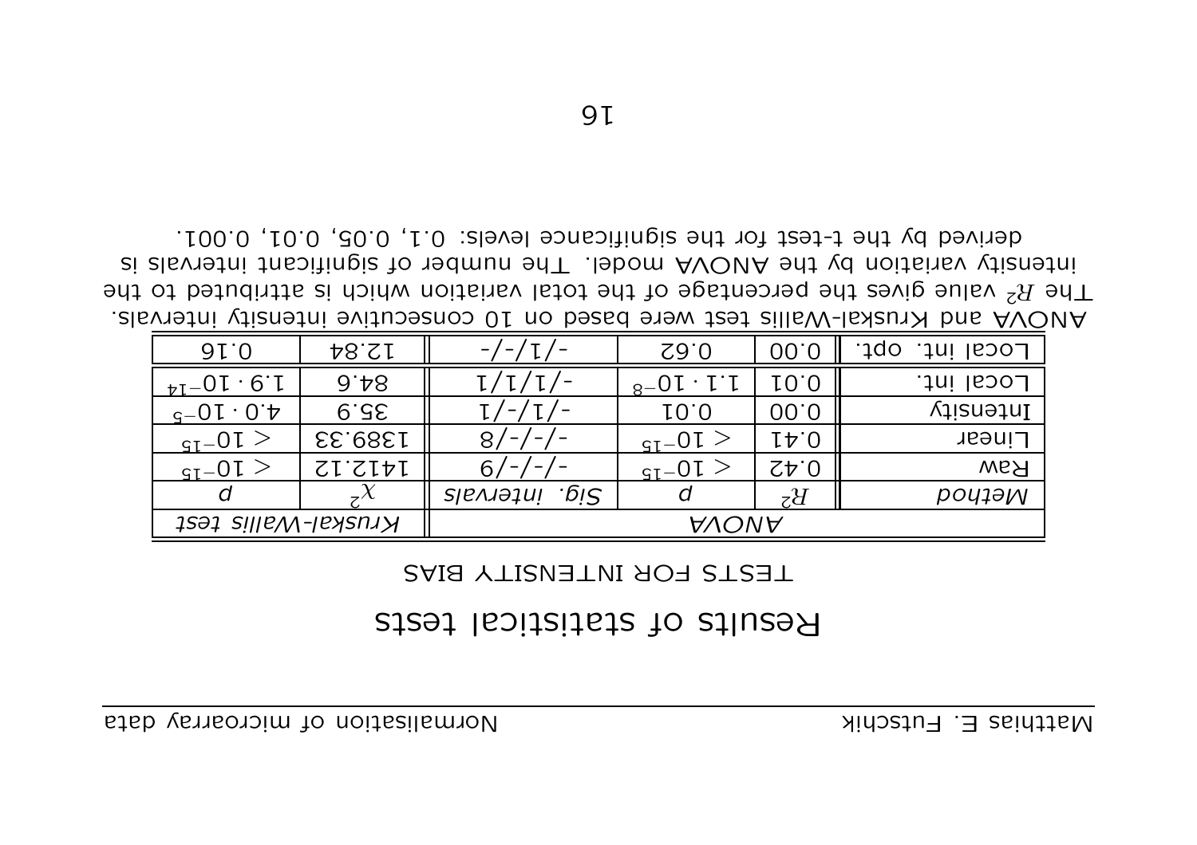# Results of statistical tests

TESTS FOR INTENSITY BIAS

| | ANOVA | | | Kruskal-Wallis test | |
|---|---|---|---|---|---|
| *Method* | $R^2$ | $p$ | *Sig. intervals* | $\chi^2$ | $p$ |
| Raw | 0.42 | $< 10^{-15}$ | 6/-/-/- | 1412.12 | $< 10^{-15}$ |
| Linear | 0.41 | $< 10^{-15}$ | 8/-/-/- | 1389.33 | $< 10^{-15}$ |
| Intensity | 0.00 | 0.01 | 1/-/1/- | 35.9 | $4.0 \cdot 10^{-5}$ |
| Local int. | 0.01 | $1.1 \cdot 10^{-8}$ | 1/1/1/- | 84.6 | $1.9 \cdot 10^{-14}$ |
| Local int. opt. | 0.00 | 0.62 | -/1/-/- | 12.84 | 0.16 |

ANOVA and Kruskal-Wallis test were based on 10 consecutive intensity intervals. The $R^2$ value gives the percentage of the total variation which is attributed to the intensity variation by the ANOVA model. The number of significant intervals is derived by the t-test for the significance levels: 0.1, 0.05, 0.01, 0.001.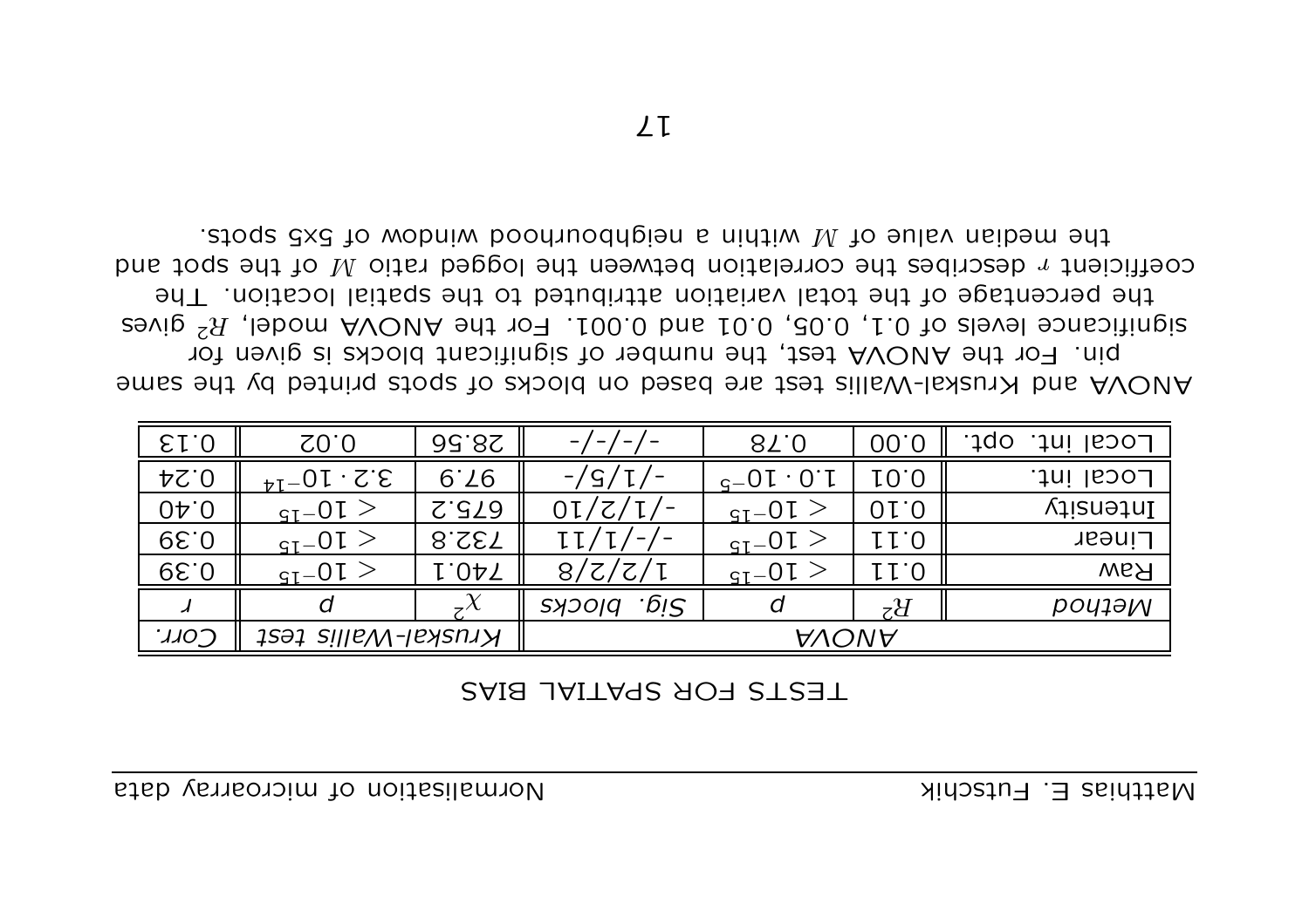TESTS FOR SPATIAL BIAS

| | ANOVA | | | Kruskal-Wallis test | | Corr. |
|---|---|---|---|---|---|---|
| *Method* | $R^2$ | $p$ | *Sig. blocks* | $\chi^2$ | $p$ | $r$ |
| Raw | 0.11 | $< 10^{-15}$ | 1/2/2/8 | 740.1 | $< 10^{-15}$ | 0.39 |
| Linear | 0.11 | $< 10^{-15}$ | -/-/1/11 | 732.8 | $< 10^{-15}$ | 0.39 |
| Intensity | 0.10 | $< 10^{-15}$ | -/1/2/10 | 675.2 | $< 10^{-15}$ | 0.40 |
| Local int. | 0.01 | $1.0 \cdot 10^{-5}$ | -/1/5/- | 97.9 | $3.2 \cdot 10^{-14}$ | 0.24 |
| Local int. opt. | 0.00 | 0.78 | -/-/-/- | 28.56 | 0.02 | 0.13 |

ANOVA and Kruskal-Wallis test are based on blocks of spots printed by the same pin. For the ANOVA test, the number of significant blocks is given for significance levels of 0.1, 0.05, 0.01 and 0.001. For the ANOVA model, $R^2$ gives the percentage of the total variation attributed to the spatial location. The coefficient $r$ describes the correlation between the logged ratio $M$ of the spot and the median value of $M$ within a neighbourhood window of 5x5 spots.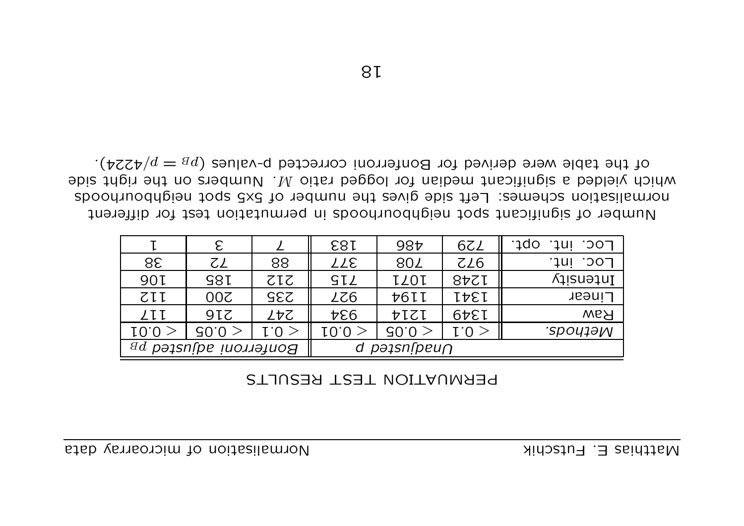PERMUTATION TEST RESULTS

| *Methods.* | *Unadjusted p* | | | *Bonferroni adjusted $p_B$* | | |
|---|---|---|---|---|---|---|
| | $< 0.1$ | $< 0.05$ | $< 0.01$ | $< 0.1$ | $< 0.05$ | $< 0.01$ |
| Raw | 1349 | 1214 | 934 | 247 | 216 | 117 |
| Linear | 1341 | 1194 | 927 | 235 | 200 | 112 |
| Intensity | 1248 | 1071 | 715 | 212 | 185 | 106 |
| Loc. int. | 972 | 708 | 377 | 88 | 72 | 38 |
| Loc. int. opt. | 729 | 486 | 183 | 7 | 3 | 1 |

Number of significant spot neighbourhoods in permutation test for different normalisation schemes: Left side gives the number of 5x5 spot neighbourhoods which yielded a significant median for logged ratio $M$. Numbers on the right side of the table were derived for Bonferroni corrected p-values ($p_B = p/4224$).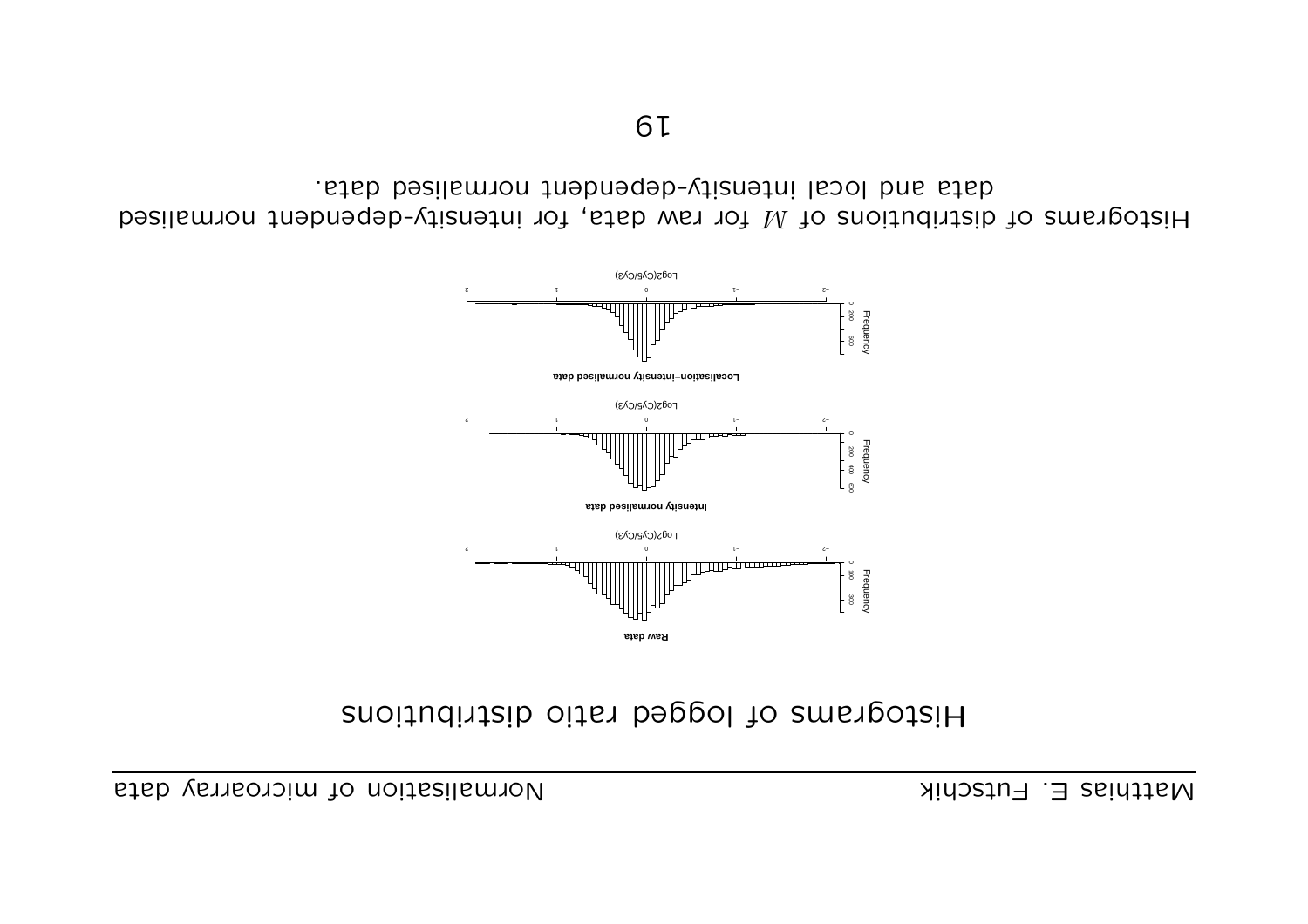# Histograms of logged ratio distributions

Histograms of distributions of $M$ for raw data, for intensity-dependent normalised data and local intensity-dependent normalised data.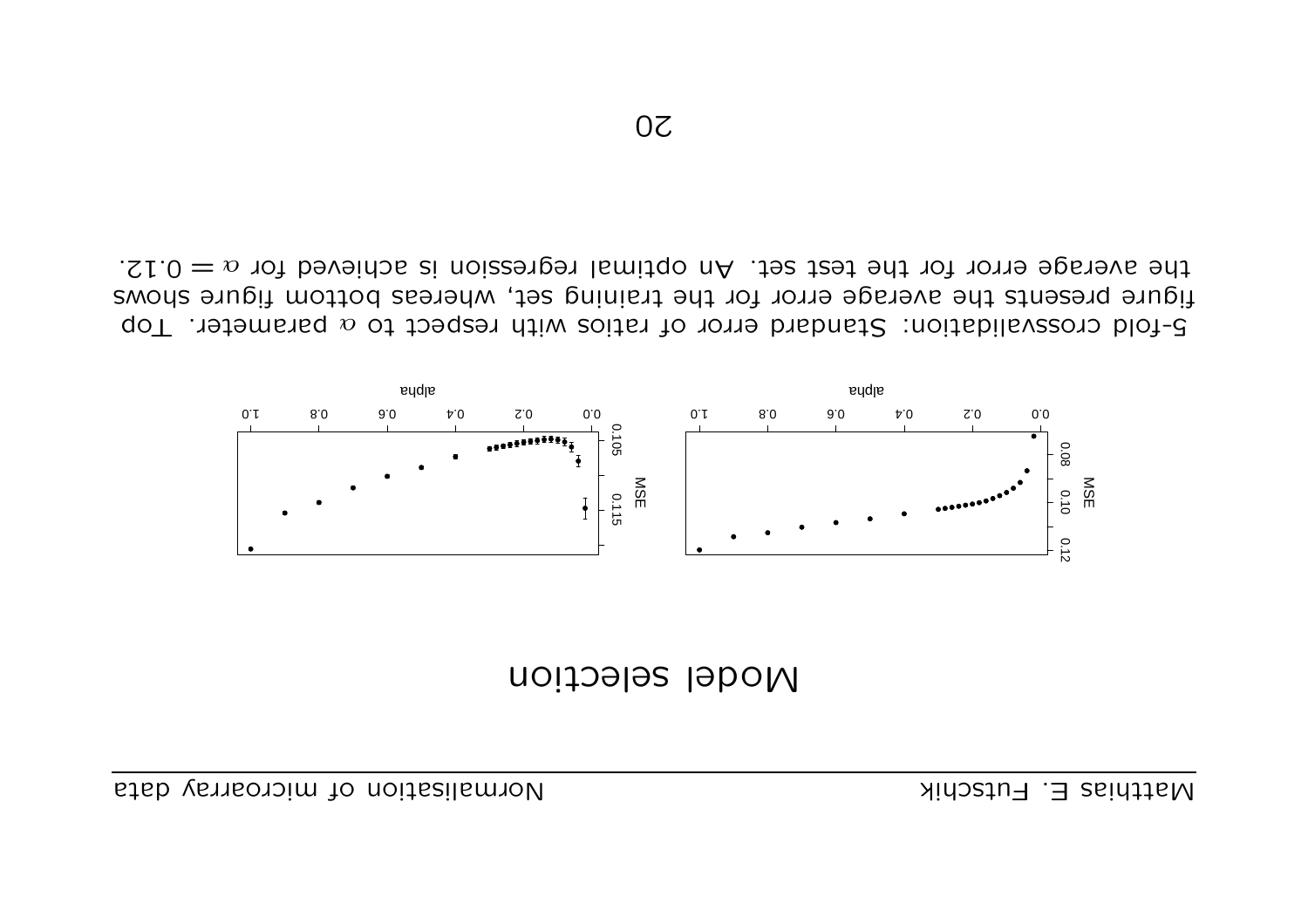# Model selection

5-fold crossvalidation: Standard error of ratios with respect to $\alpha$ parameter. Top figure presents the average error for the training set, whereas bottom figure shows the average error for the test set. An optimal regression is achieved for $\alpha = 0.12$.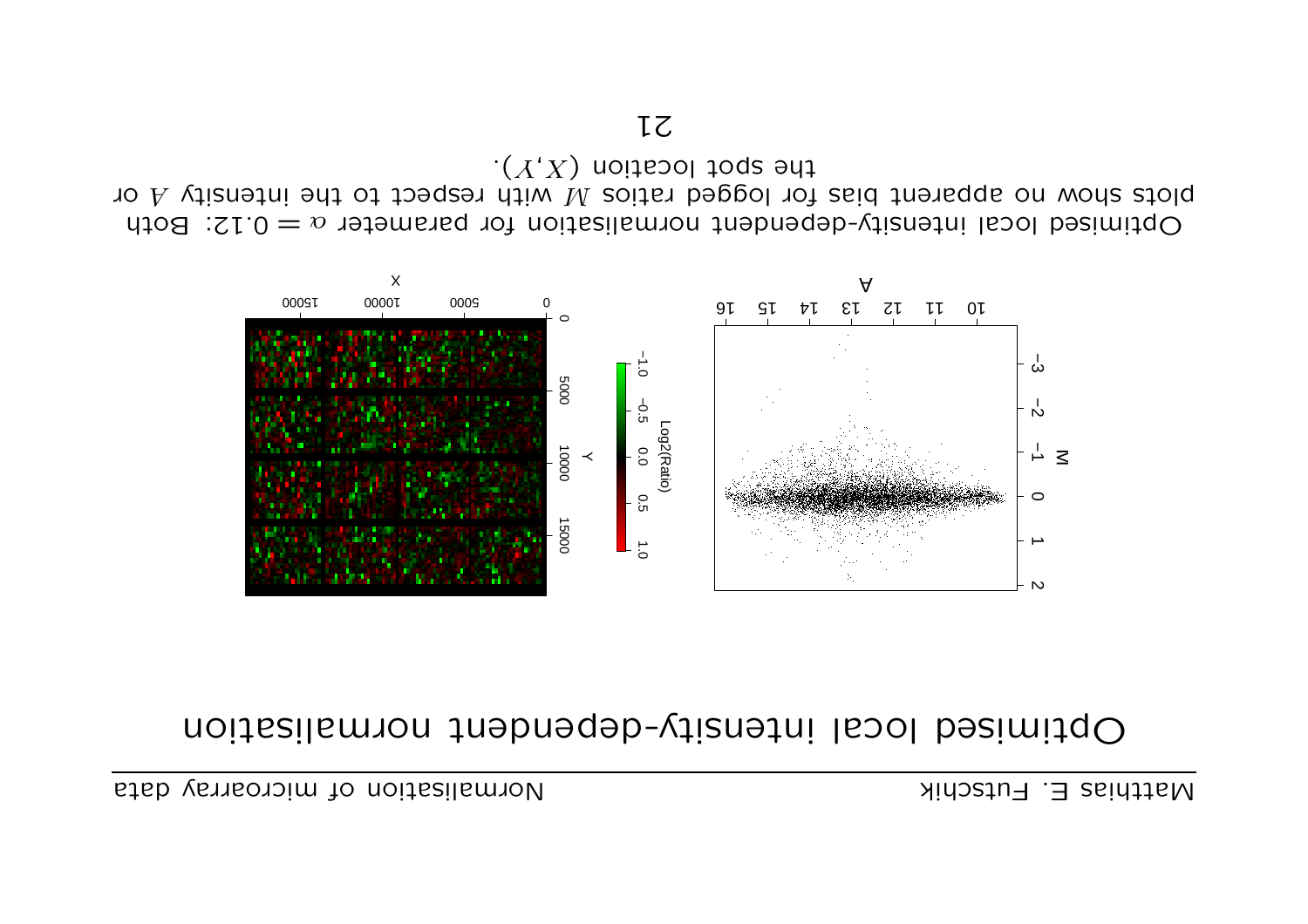# Optimised local intensity-dependent normalisation

Optimised local intensity-dependent normalisation for parameter $\alpha = 0.12$: Both plots show no apparent bias for logged ratios $M$ with respect to the intensity $A$ or the spot location $(X,Y)$.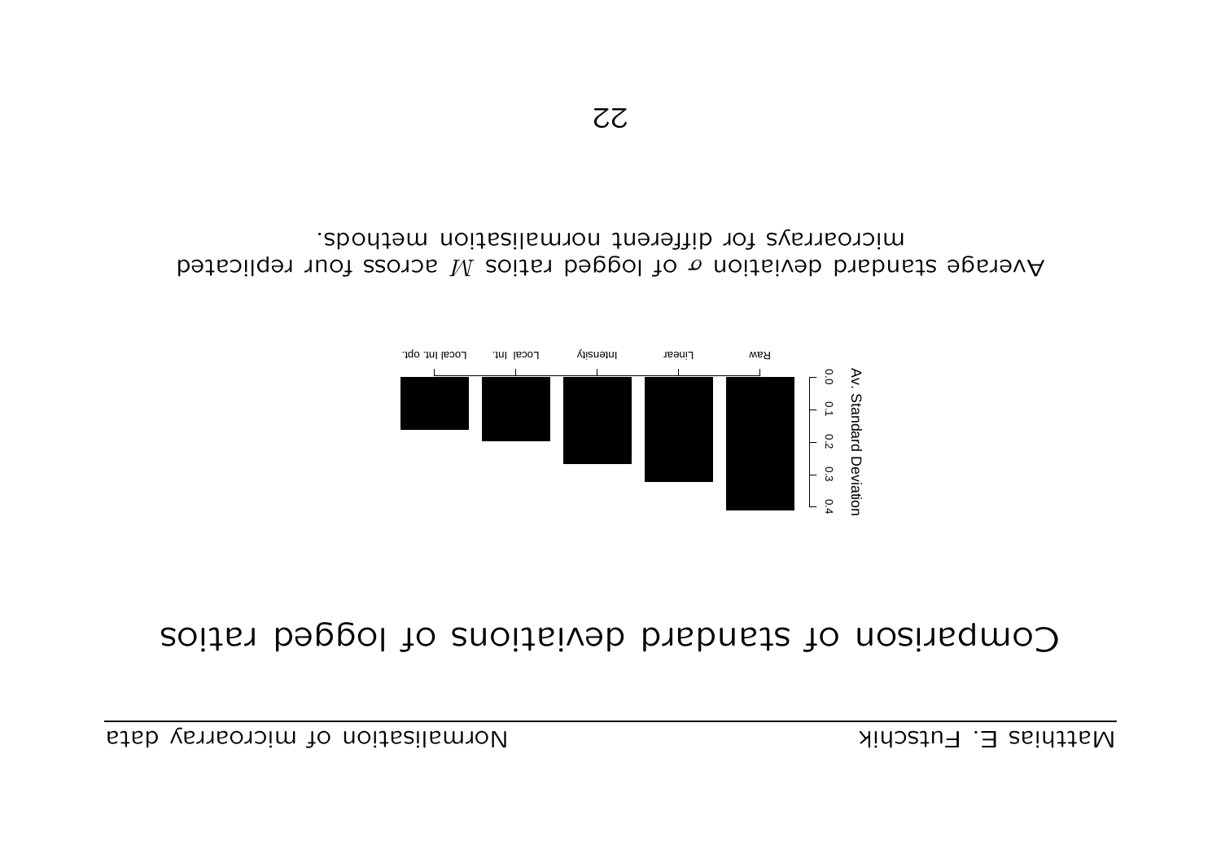# Comparison of standard deviations of logged ratios

Av. Standard Deviation

0.0 0.1 0.2 0.3 0.4

Raw Linear Intensity Local Int. Local Int. opt.

Average standard deviation $\sigma$ of logged ratios $M$ across four replicated microarrays for different normalisation methods.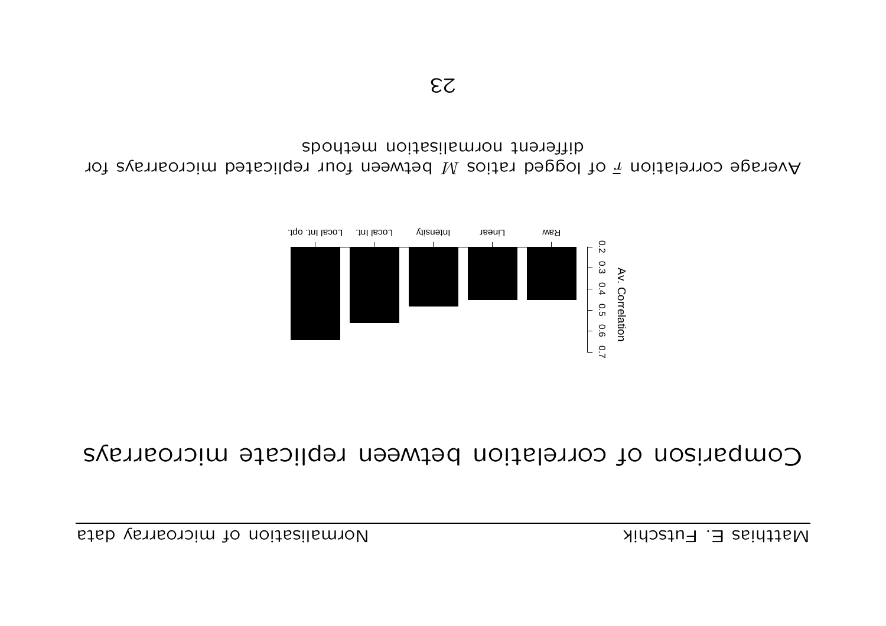# Comparison of correlation between replicate microarrays

Av. Correlation

0.2 0.3 0.4 0.5 0.6 0.7

Raw

Linear

Intensity

Local Int.

Local Int. opt.

Average correlation $\bar{r}$ of logged ratios $M$ between four replicated microarrays for different normalisation methods